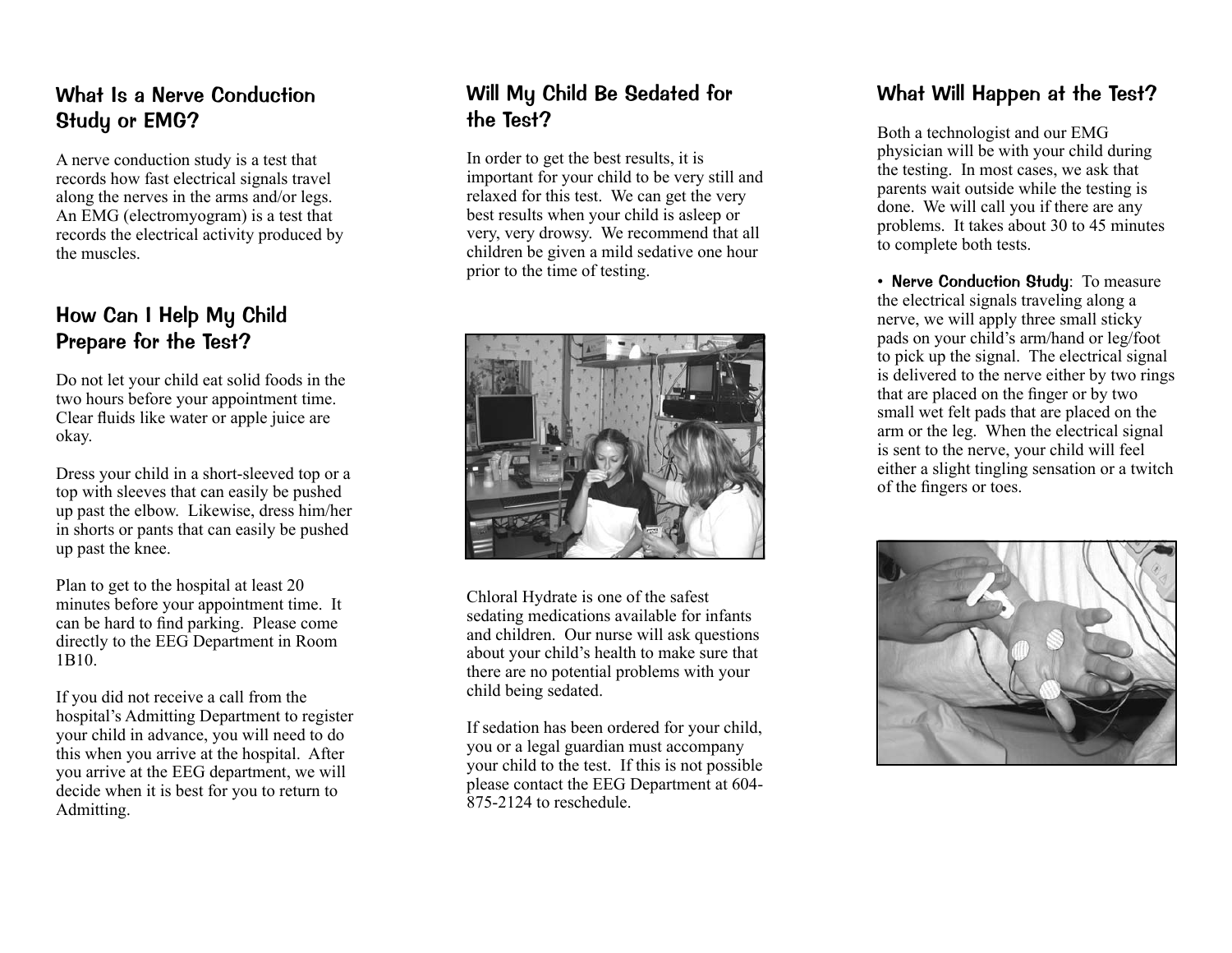## What Is a Nerve Conduction Study or EMG?

A nerve conduction study is a test that records how fast electrical signals travel along the nerves in the arms and/or legs. An EMG (electromyogram) is a test that records the electrical activity produced by the muscles.

## How Can I Help My Child Prepare for the Test?

Do not let your child eat solid foods in the two hours before your appointment time. Clear fluids like water or apple juice are okay.

Dress your child in a short-sleeved top or a top with sleeves that can easily be pushed up past the elbow. Likewise, dress him/her in shorts or pants that can easily be pushed up past the knee.

Plan to get to the hospital at least 20 minutes before your appointment time. It can be hard to find parking. Please come directly to the EEG Department in Room 1B10.

If you did not receive a call from the hospital's Admitting Department to register your child in advance, you will need to do this when you arrive at the hospital. After you arrive at the EEG department, we will decide when it is best for you to return to Admitting.

## Will My Child Be Sedated for the Test?

In order to get the best results, it is important for your child to be very still and relaxed for this test. We can get the very best results when your child is asleep or very, very drowsy. We recommend that all children be given a mild sedative one hour prior to the time of testing.

Chloral Hydrate is one of the safest sedating medications available for infants and children. Our nurse will ask questions about your child's health to make sure that there are no potential problems with your child being sedated.

If sedation has been ordered for your child, you or a legal guardian must accompany your child to the test. If this is not possible please contact the EEG Department at 604-875-2124 to reschedule.

## What Will Happen at the Test?

Both a technologist and our EMG physician will be with your child during the testing. In most cases, we ask that parents wait outside while the testing is done. We will call you if there are any problems. It takes about 30 to 45 minutes to complete both tests.

- **Nerve Conduction Study**: To measure the electrical signals traveling along a nerve, we will apply three small sticky pads on your child's arm/hand or leg/foot to pick up the signal. The electrical signal is delivered to the nerve either by two rings that are placed on the finger or by two small wet felt pads that are placed on the arm or the leg. When the electrical signal is sent to the nerve, your child will feel either a slight tingling sensation or a twitch of the fingers or toes.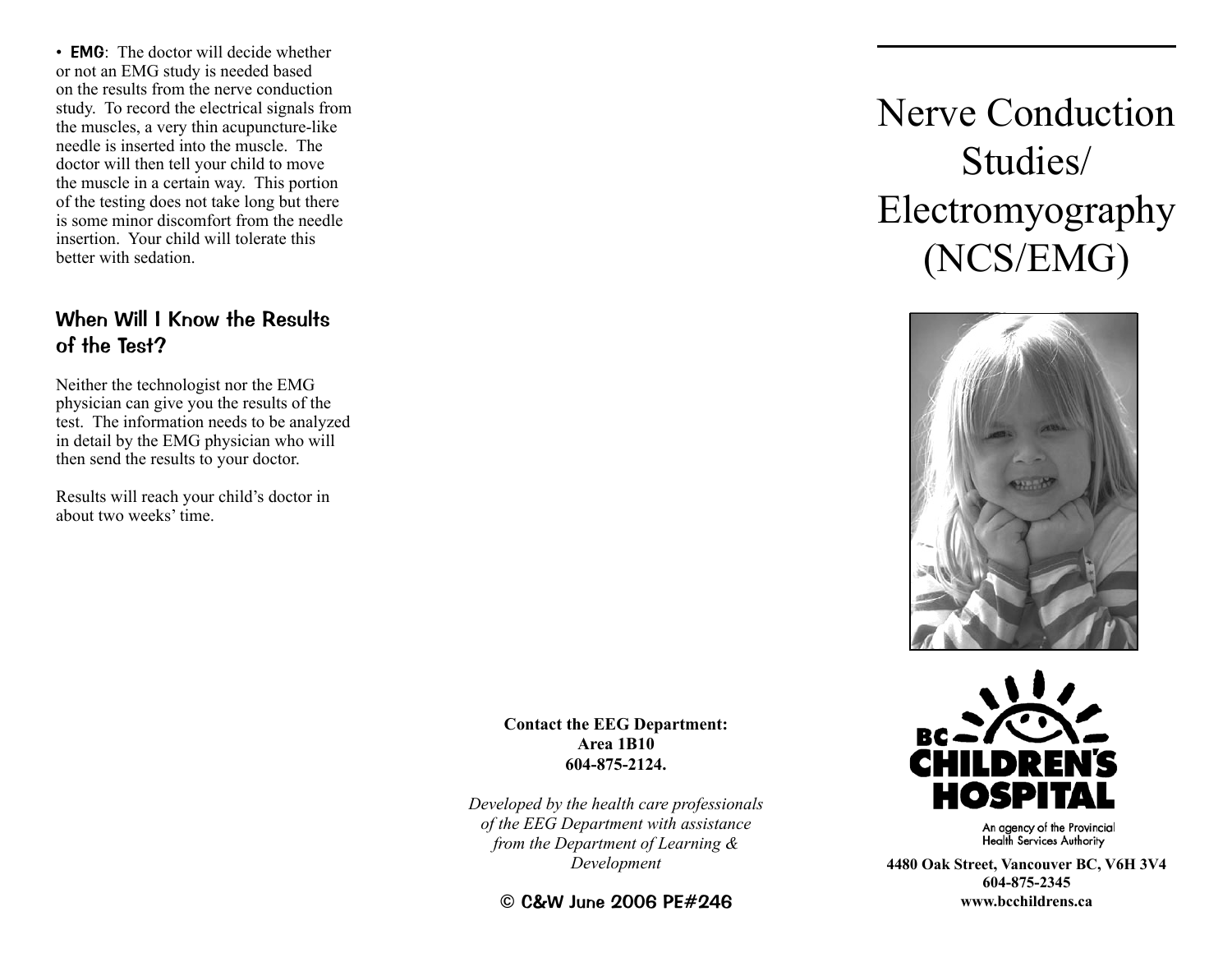- **EMG**: The doctor will decide whether or not an EMG study is needed based on the results from the nerve conduction study. To record the electrical signals from the muscles, a very thin acupuncture-like needle is inserted into the muscle. The doctor will then tell your child to move the muscle in a certain way. This portion of the testing does not take long but there is some minor discomfort from the needle insertion. Your child will tolerate this better with sedation.

## When Will I Know the Results of the Test?

Neither the technologist nor the EMG physician can give you the results of the test. The information needs to be analyzed in detail by the EMG physician who will then send the results to your child's doctor.

Results will reach your child's doctor in about two weeks' time.

**Contact the EEG Department:**
**Area 1B10**
**604-875-2124.**

*Developed by the health care professionals of the EEG Department with assistance from the Department of Learning & Development*

© C&W June 2006 PE#246

# Nerve Conduction Studies/ Electromyography (NCS/EMG)

BC CHILDREN'S HOSPITAL

An agency of the Provincial Health Services Authority

**4480 Oak Street, Vancouver BC, V6H 3V4**
**604-875-2345**
**www.bcchildrens.ca**